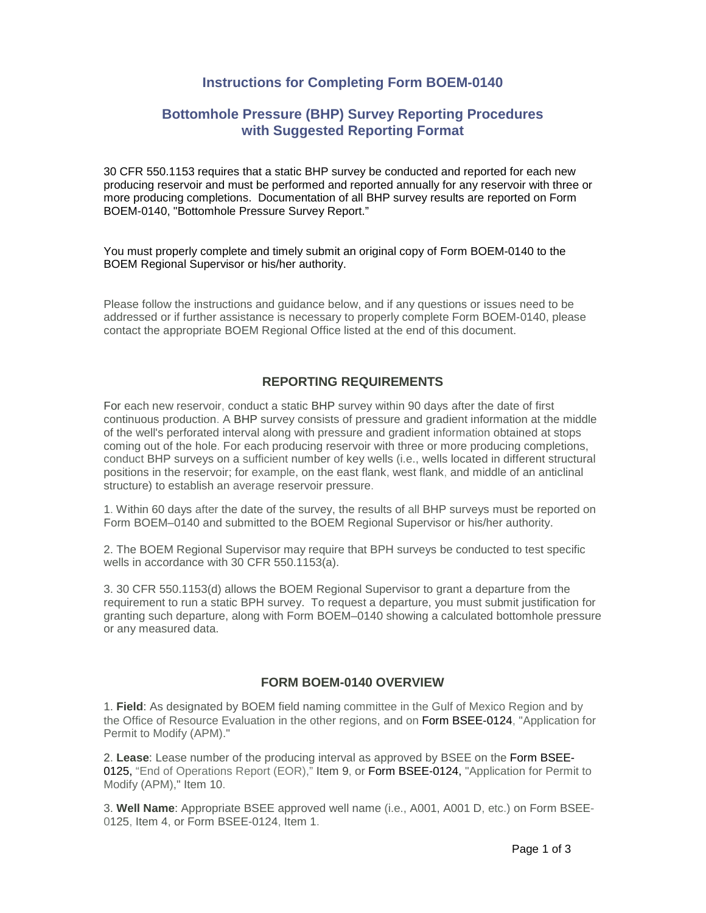# Instructions for Completing Form BOEM-0140

## Bottomhole Pressure (BHP) Survey Reporting Procedures with Suggested Reporting Format

30 CFR 550.1153 requires that a static BHP survey be conducted and reported for each new producing reservoir and must be performed and reported annually for any reservoir with three or more producing completions. Documentation of all BHP survey results are reported on Form BOEM-0140, "Bottomhole Pressure Survey Report."

You must properly complete and timely submit an original copy of Form BOEM-0140 to the BOEM Regional Supervisor or his/her authority.

Please follow the instructions and guidance below, and if any questions or issues need to be addressed or if further assistance is necessary to properly complete Form BOEM-0140, please contact the appropriate BOEM Regional Office listed at the end of this document.

### REPORTING REQUIREMENTS

For each new reservoir, conduct a static BHP survey within 90 days after the date of first continuous production. A BHP survey consists of pressure and gradient information at the middle of the well's perforated interval along with pressure and gradient information obtained at stops coming out of the hole. For each producing reservoir with three or more producing completions, conduct BHP surveys on a sufficient number of key wells (i.e., wells located in different structural positions in the reservoir; for example, on the east flank, west flank, and middle of an anticlinal structure) to establish an average reservoir pressure.

1. Within 60 days after the date of the survey, the results of all BHP surveys must be reported on Form BOEM–0140 and submitted to the BOEM Regional Supervisor or his/her authority.

2. The BOEM Regional Supervisor may require that BPH surveys be conducted to test specific wells in accordance with 30 CFR 550.1153(a).

3. 30 CFR 550.1153(d) allows the BOEM Regional Supervisor to grant a departure from the requirement to run a static BPH survey. To request a departure, you must submit justification for granting such departure, along with Form BOEM–0140 showing a calculated bottomhole pressure or any measured data.

### FORM BOEM-0140 OVERVIEW

1. **Field**: As designated by BOEM field naming committee in the Gulf of Mexico Region and by the Office of Resource Evaluation in the other regions, and on Form BSEE-0124, "Application for Permit to Modify (APM)."

2. **Lease**: Lease number of the producing interval as approved by BSEE on the Form BSEE-0125, "End of Operations Report (EOR)," Item 9, or Form BSEE-0124, "Application for Permit to Modify (APM)," Item 10.

3. **Well Name**: Appropriate BSEE approved well name (i.e., A001, A001 D, etc.) on Form BSEE-0125, Item 4, or Form BSEE-0124, Item 1.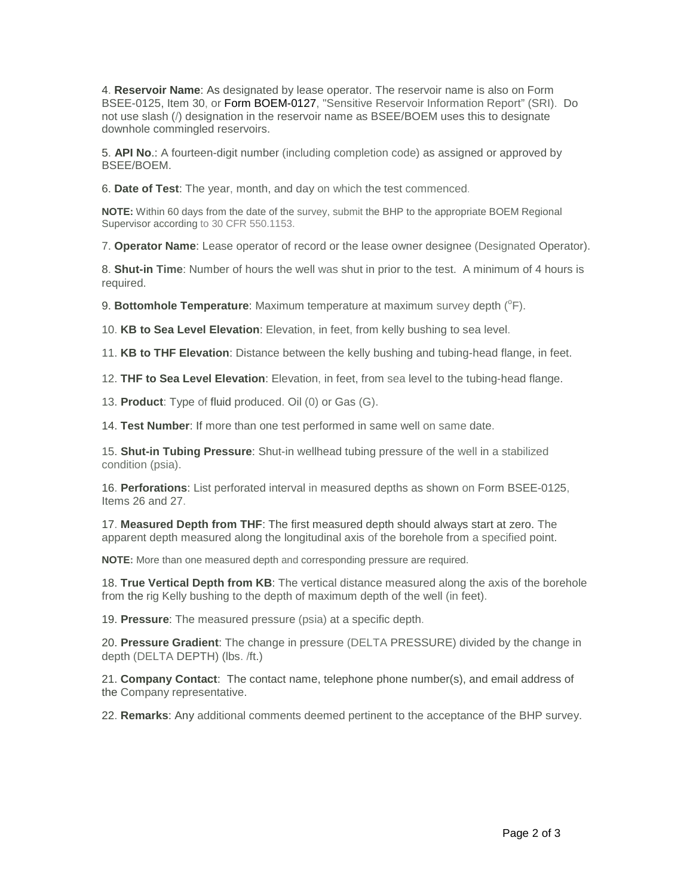4. **Reservoir Name**: As designated by lease operator. The reservoir name is also on Form BSEE-0125, Item 30, or Form BOEM-0127, "Sensitive Reservoir Information Report" (SRI). Do not use slash (/) designation in the reservoir name as BSEE/BOEM uses this to designate downhole commingled reservoirs.

5. **API No**.: A fourteen-digit number (including completion code) as assigned or approved by BSEE/BOEM.

6. **Date of Test**: The year, month, and day on which the test commenced.

**NOTE:** Within 60 days from the date of the survey, submit the BHP to the appropriate BOEM Regional Supervisor according to 30 CFR 550.1153.

7. **Operator Name**: Lease operator of record or the lease owner designee (Designated Operator).

8. **Shut-in Time**: Number of hours the well was shut in prior to the test. A minimum of 4 hours is required.

9. **Bottomhole Temperature**: Maximum temperature at maximum survey depth ($^{o}$F).

10. **KB to Sea Level Elevation**: Elevation, in feet, from kelly bushing to sea level.

11. **KB to THF Elevation**: Distance between the kelly bushing and tubing-head flange, in feet.

12. **THF to Sea Level Elevation**: Elevation, in feet, from sea level to the tubing-head flange.

13. **Product**: Type of fluid produced. Oil (0) or Gas (G).

14. **Test Number**: If more than one test performed in same well on same date.

15. **Shut-in Tubing Pressure**: Shut-in wellhead tubing pressure of the well in a stabilized condition (psia).

16. **Perforations**: List perforated interval in measured depths as shown on Form BSEE-0125, Items 26 and 27.

17. **Measured Depth from THF**: The first measured depth should always start at zero. The apparent depth measured along the longitudinal axis of the borehole from a specified point.

**NOTE:** More than one measured depth and corresponding pressure are required.

18. **True Vertical Depth from KB**: The vertical distance measured along the axis of the borehole from the rig Kelly bushing to the depth of maximum depth of the well (in feet).

19. **Pressure**: The measured pressure (psia) at a specific depth.

20. **Pressure Gradient**: The change in pressure (DELTA PRESSURE) divided by the change in depth (DELTA DEPTH) (lbs. /ft.)

21. **Company Contact**: The contact name, telephone phone number(s), and email address of the Company representative.

22. **Remarks**: Any additional comments deemed pertinent to the acceptance of the BHP survey.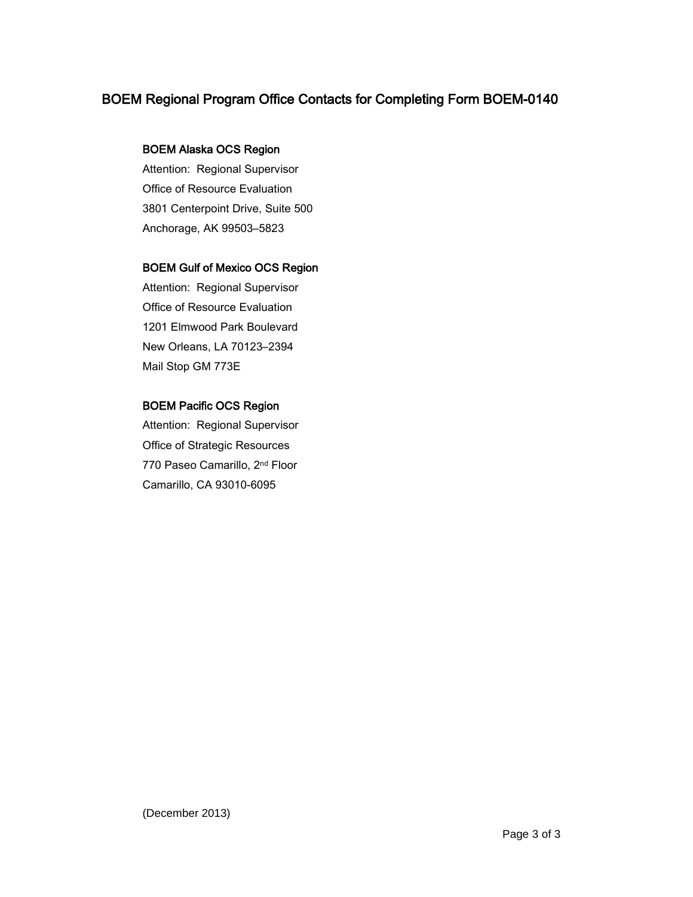## BOEM Regional Program Office Contacts for Completing Form BOEM-0140

**BOEM Alaska OCS Region**
Attention: Regional Supervisor
Office of Resource Evaluation
3801 Centerpoint Drive, Suite 500
Anchorage, AK 99503–5823

**BOEM Gulf of Mexico OCS Region**
Attention: Regional Supervisor
Office of Resource Evaluation
1201 Elmwood Park Boulevard
New Orleans, LA 70123–2394
Mail Stop GM 773E

**BOEM Pacific OCS Region**
Attention: Regional Supervisor
Office of Strategic Resources
770 Paseo Camarillo, 2nd Floor
Camarillo, CA 93010-6095

(December 2013)